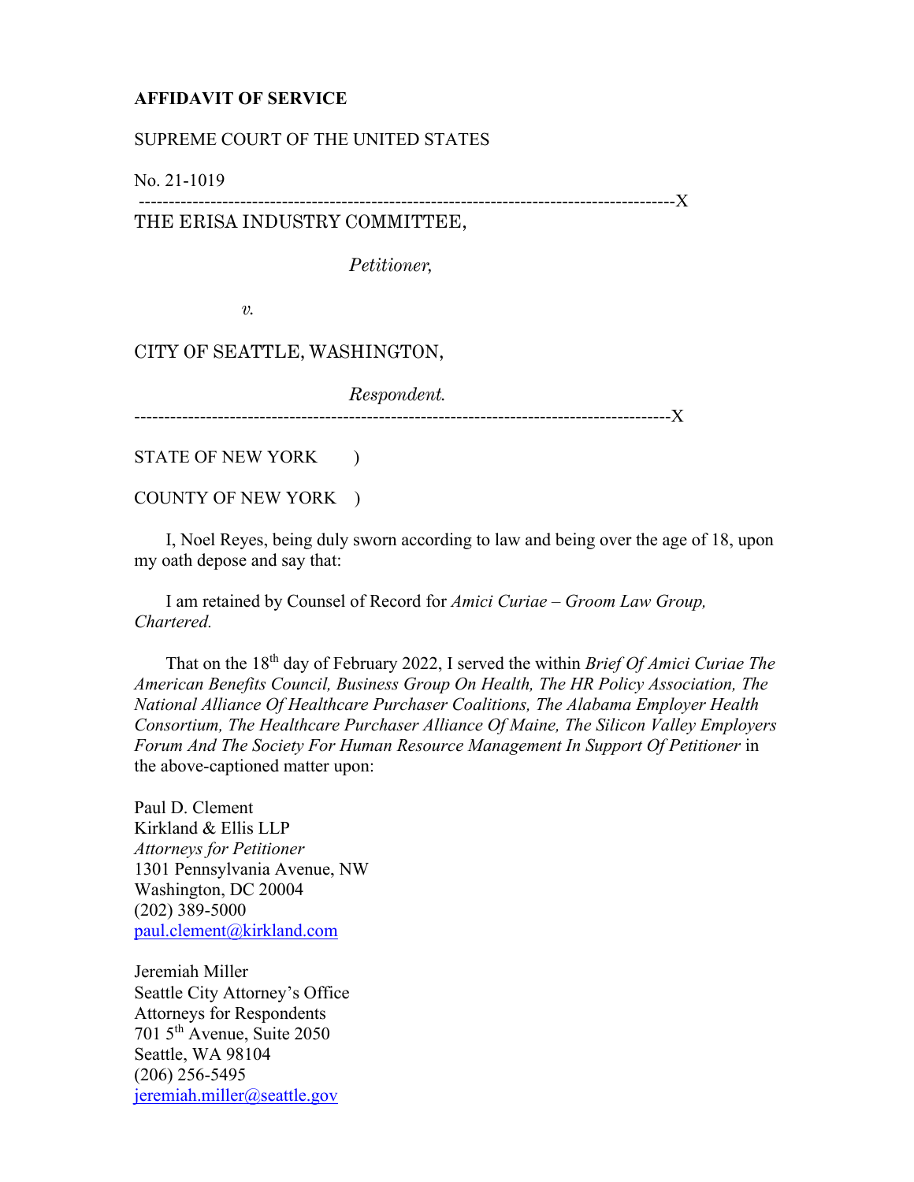**AFFIDAVIT OF SERVICE**

SUPREME COURT OF THE UNITED STATES

No. 21-1019

-----------------------------------------------------------------------------------------X

THE ERISA INDUSTRY COMMITTEE,

*Petitioner,*

*v.*

CITY OF SEATTLE, WASHINGTON,

*Respondent.*

-----------------------------------------------------------------------------------------X

STATE OF NEW YORK )

COUNTY OF NEW YORK )

I, Noel Reyes, being duly sworn according to law and being over the age of 18, upon my oath depose and say that:

I am retained by Counsel of Record for *Amici Curiae – Groom Law Group, Chartered.*

That on the 18th day of February 2022, I served the within *Brief Of Amici Curiae The American Benefits Council, Business Group On Health, The HR Policy Association, The National Alliance Of Healthcare Purchaser Coalitions, The Alabama Employer Health Consortium, The Healthcare Purchaser Alliance Of Maine, The Silicon Valley Employers Forum And The Society For Human Resource Management In Support Of Petitioner* in the above-captioned matter upon:

Paul D. Clement
Kirkland & Ellis LLP
*Attorneys for Petitioner*
1301 Pennsylvania Avenue, NW
Washington, DC 20004
(202) 389-5000
paul.clement@kirkland.com

Jeremiah Miller
Seattle City Attorney's Office
Attorneys for Respondents
701 5th Avenue, Suite 2050
Seattle, WA 98104
(206) 256-5495
jeremiah.miller@seattle.gov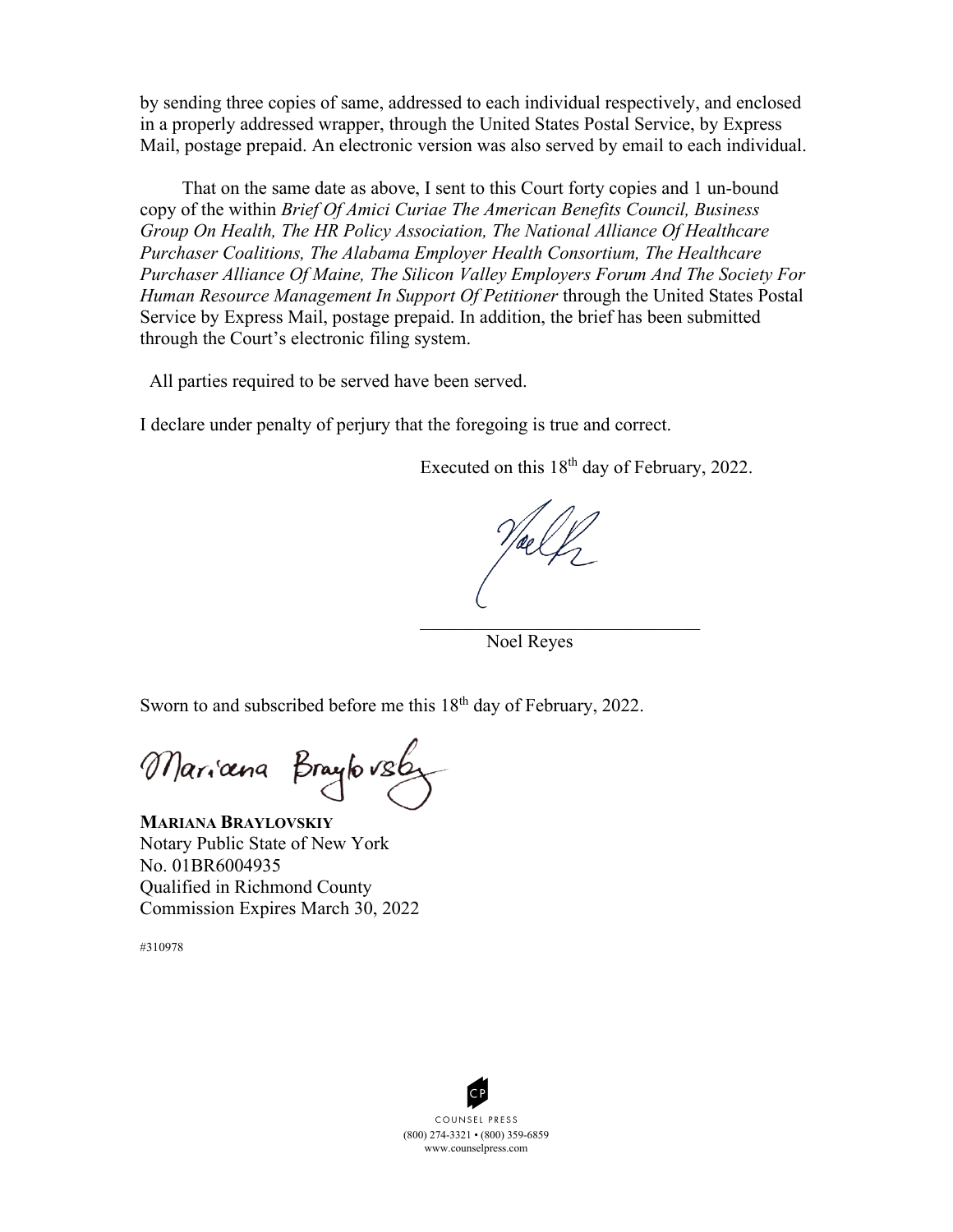by sending three copies of same, addressed to each individual respectively, and enclosed in a properly addressed wrapper, through the United States Postal Service, by Express Mail, postage prepaid. An electronic version was also served by email to each individual.

That on the same date as above, I sent to this Court forty copies and 1 un-bound copy of the within *Brief Of Amici Curiae The American Benefits Council, Business Group On Health, The HR Policy Association, The National Alliance Of Healthcare Purchaser Coalitions, The Alabama Employer Health Consortium, The Healthcare Purchaser Alliance Of Maine, The Silicon Valley Employers Forum And The Society For Human Resource Management In Support Of Petitioner* through the United States Postal Service by Express Mail, postage prepaid. In addition, the brief has been submitted through the Court's electronic filing system.

All parties required to be served have been served.

I declare under penalty of perjury that the foregoing is true and correct.

Executed on this 18th day of February, 2022.

Noel Reyes

Sworn to and subscribed before me this 18th day of February, 2022.

**MARIANA BRAYLOVSKIY**
Notary Public State of New York
No. 01BR6004935
Qualified in Richmond County
Commission Expires March 30, 2022

#310978

COUNSEL PRESS
(800) 274-3321 • (800) 359-6859
www.counselpress.com